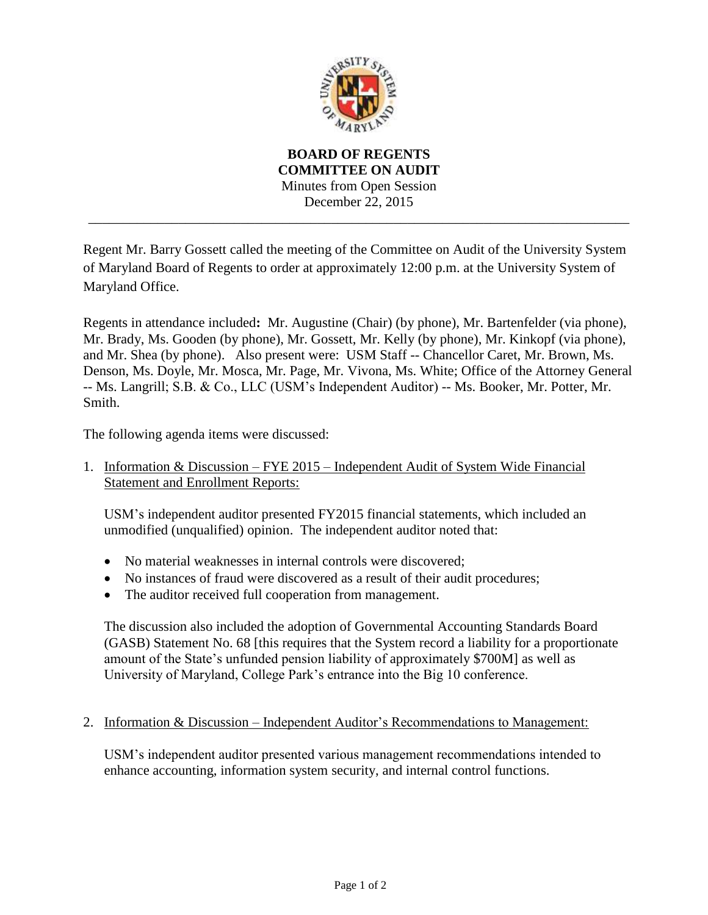**BOARD OF REGENTS**
**COMMITTEE ON AUDIT**
Minutes from Open Session
December 22, 2015

---

Regent Mr. Barry Gossett called the meeting of the Committee on Audit of the University System of Maryland Board of Regents to order at approximately 12:00 p.m. at the University System of Maryland Office.

Regents in attendance included**:** Mr. Augustine (Chair) (by phone), Mr. Bartenfelder (via phone), Mr. Brady, Ms. Gooden (by phone), Mr. Gossett, Mr. Kelly (by phone), Mr. Kinkopf (via phone), and Mr. Shea (by phone). Also present were: USM Staff -- Chancellor Caret, Mr. Brown, Ms. Denson, Ms. Doyle, Mr. Mosca, Mr. Page, Mr. Vivona, Ms. White; Office of the Attorney General -- Ms. Langrill; S.B. & Co., LLC (USM's Independent Auditor) -- Ms. Booker, Mr. Potter, Mr. Smith.

The following agenda items were discussed:

1. <u>Information & Discussion – FYE 2015 – Independent Audit of System Wide Financial Statement and Enrollment Reports:</u>

   USM's independent auditor presented FY2015 financial statements, which included an unmodified (unqualified) opinion. The independent auditor noted that:

   - No material weaknesses in internal controls were discovered;
   - No instances of fraud were discovered as a result of their audit procedures;
   - The auditor received full cooperation from management.

   The discussion also included the adoption of Governmental Accounting Standards Board (GASB) Statement No. 68 [this requires that the System record a liability for a proportionate amount of the State's unfunded pension liability of approximately $700M] as well as University of Maryland, College Park's entrance into the Big 10 conference.

2. <u>Information & Discussion – Independent Auditor's Recommendations to Management:</u>

   USM's independent auditor presented various management recommendations intended to enhance accounting, information system security, and internal control functions.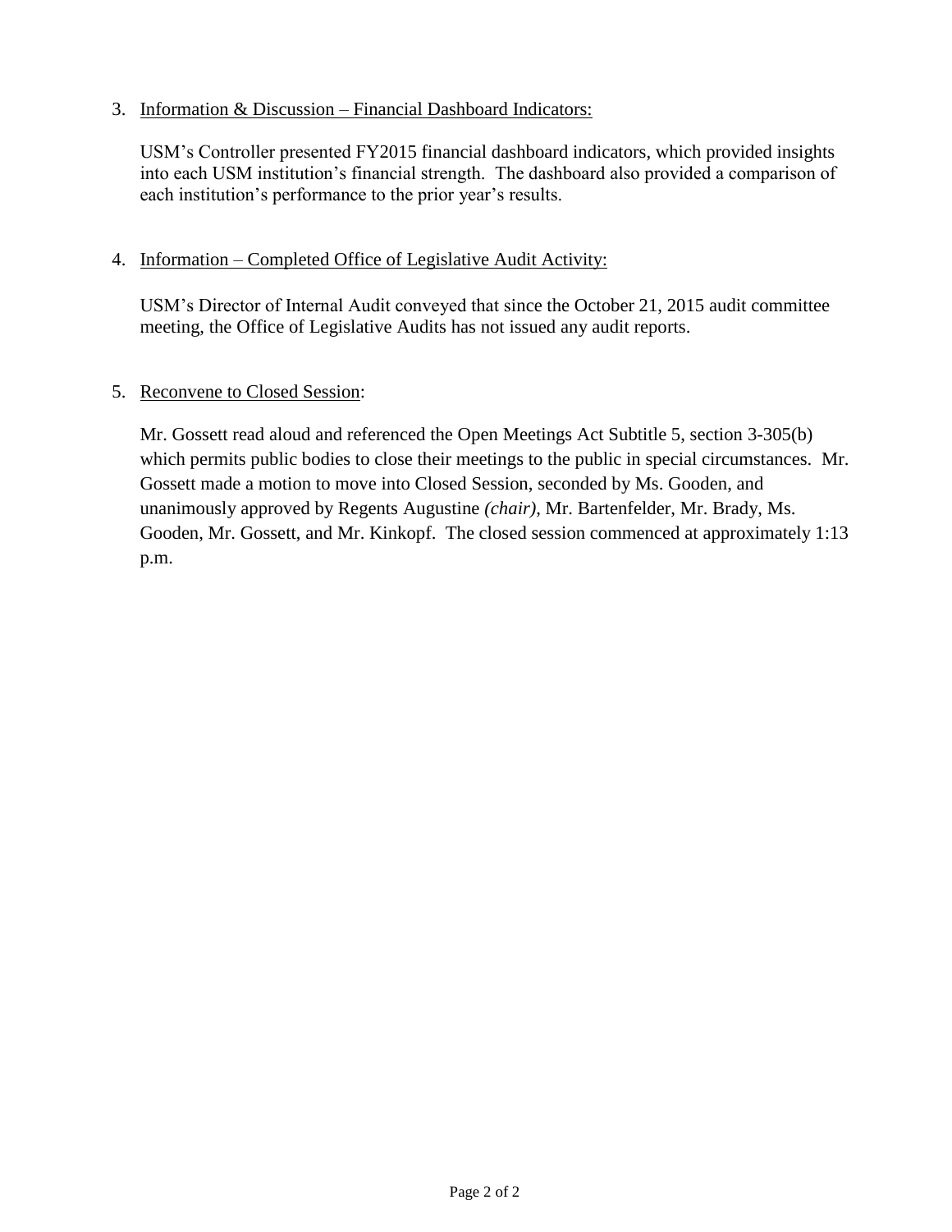3. <u>Information & Discussion – Financial Dashboard Indicators:</u>

   USM's Controller presented FY2015 financial dashboard indicators, which provided insights into each USM institution's financial strength. The dashboard also provided a comparison of each institution's performance to the prior year's results.

4. <u>Information – Completed Office of Legislative Audit Activity:</u>

   USM's Director of Internal Audit conveyed that since the October 21, 2015 audit committee meeting, the Office of Legislative Audits has not issued any audit reports.

5. <u>Reconvene to Closed Session</u>:

   Mr. Gossett read aloud and referenced the Open Meetings Act Subtitle 5, section 3-305(b) which permits public bodies to close their meetings to the public in special circumstances. Mr. Gossett made a motion to move into Closed Session, seconded by Ms. Gooden, and unanimously approved by Regents Augustine *(chair)*, Mr. Bartenfelder, Mr. Brady, Ms. Gooden, Mr. Gossett, and Mr. Kinkopf. The closed session commenced at approximately 1:13 p.m.